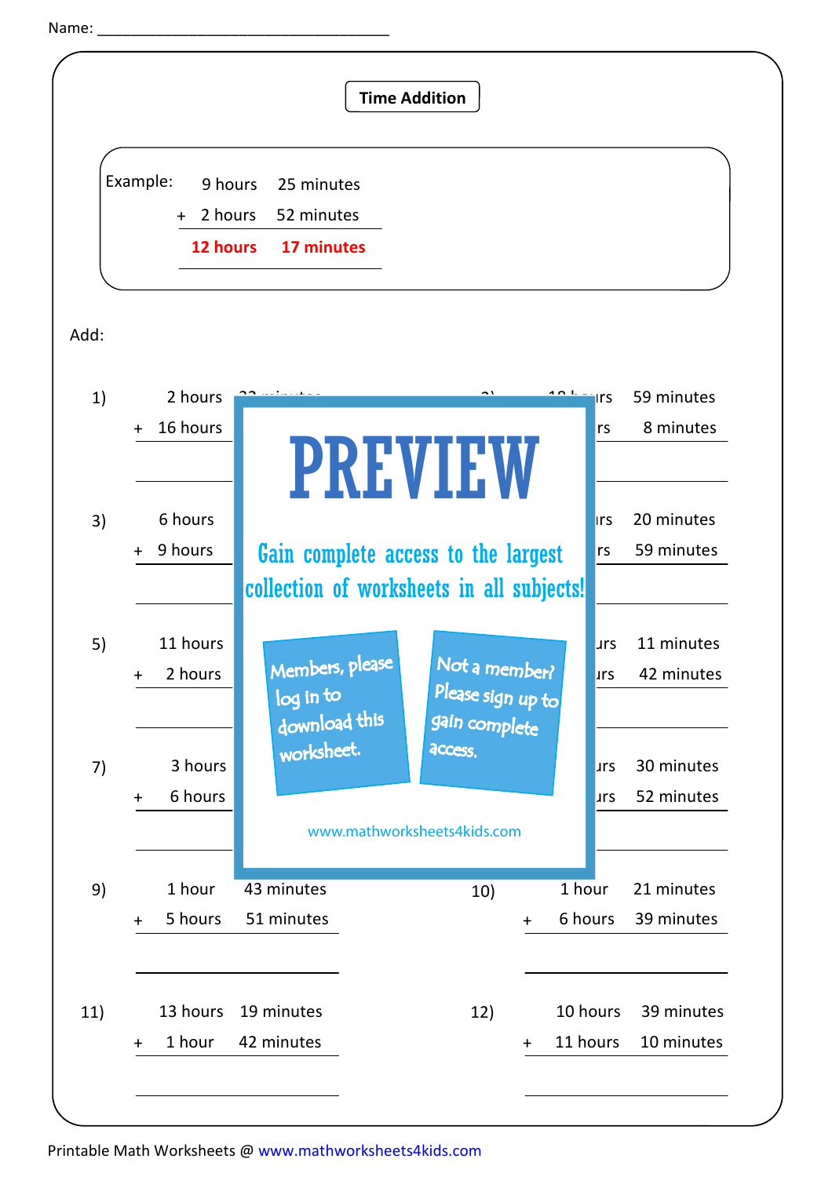Name: ___________________________________

## Time Addition

Example:

| | | |
|---|---|---|
| | 9 hours | 25 minutes |
| + | 2 hours | 52 minutes |
| | **12 hours** | **17 minutes** |

Add:

1)

| | | |
|---|---|---|
| | 2 hours | 22 minutes |
| + | 16 hours | |

2)

| | | |
|---|---|---|
| | 18 hours | 59 minutes |
| + | rs | 8 minutes |

3)

| | | |
|---|---|---|
| | 6 hours | |
| + | 9 hours | |

4)

| | | |
|---|---|---|
| | rs | 20 minutes |
| + | rs | 59 minutes |

5)

| | | |
|---|---|---|
| | 11 hours | |
| + | 2 hours | |

6)

| | | |
|---|---|---|
| | urs | 11 minutes |
| + | urs | 42 minutes |

7)

| | | |
|---|---|---|
| | 3 hours | |
| + | 6 hours | |

8)

| | | |
|---|---|---|
| | urs | 30 minutes |
| + | urs | 52 minutes |

PREVIEW

Gain complete access to the largest collection of worksheets in all subjects!

Members, please log in to download this worksheet.

Not a member? Please sign up to gain complete access.

www.mathworksheets4kids.com

9)

| | | |
|---|---|---|
| | 1 hour | 43 minutes |
| + | 5 hours | 51 minutes |

10)

| | | |
|---|---|---|
| | 1 hour | 21 minutes |
| + | 6 hours | 39 minutes |

11)

| | | |
|---|---|---|
| | 13 hours | 19 minutes |
| + | 1 hour | 42 minutes |

12)

| | | |
|---|---|---|
| | 10 hours | 39 minutes |
| + | 11 hours | 10 minutes |

Printable Math Worksheets @ www.mathworksheets4kids.com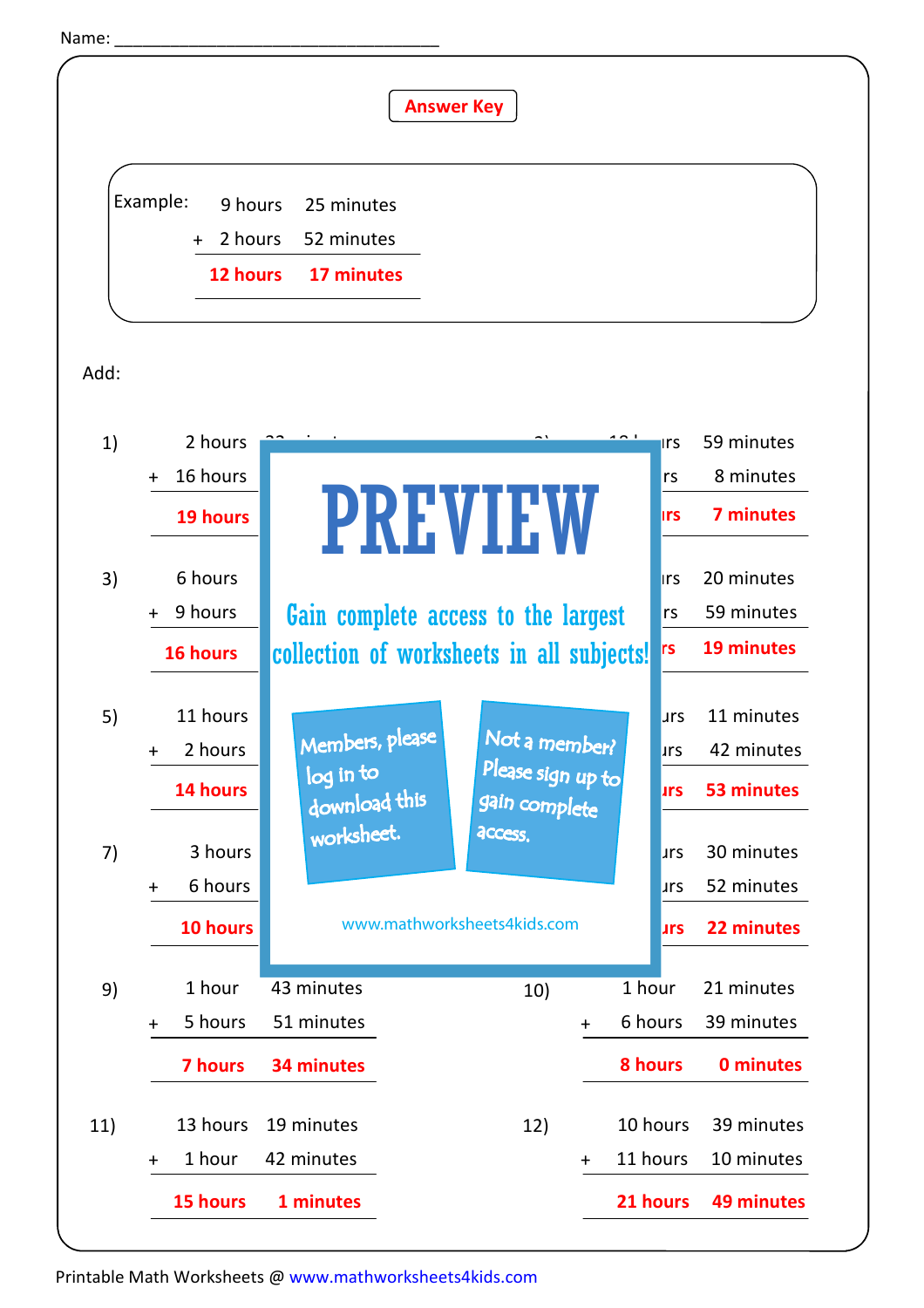Name: ___________________________________

**Answer Key**

Example:

| | | |
|---|---|---|
| | 9 hours | 25 minutes |
| + | 2 hours | 52 minutes |
| | **12 hours** | **17 minutes** |

Add:

1)

| | | |
|---|---|---|
| | 2 hours | 23 minutes |
| + | 16 hours | |
| | **19 hours** | |

2)

| | | |
|---|---|---|
| | 18 hours | 59 minutes |
| + | hours | 8 minutes |
| | **hours** | **7 minutes** |

PREVIEW

Gain complete access to the largest collection of worksheets in all subjects!

Members, please log in to download this worksheet.

Not a member? Please sign up to gain complete access.

www.mathworksheets4kids.com

3)

| | | |
|---|---|---|
| | 6 hours | |
| + | 9 hours | |
| | **16 hours** | |

4)

| | | |
|---|---|---|
| | hours | 20 minutes |
| + | hours | 59 minutes |
| | **hours** | **19 minutes** |

5)

| | | |
|---|---|---|
| | 11 hours | |
| + | 2 hours | |
| | **14 hours** | |

6)

| | | |
|---|---|---|
| | hours | 11 minutes |
| + | hours | 42 minutes |
| | **hours** | **53 minutes** |

7)

| | | |
|---|---|---|
| | 3 hours | |
| + | 6 hours | |
| | **10 hours** | |

8)

| | | |
|---|---|---|
| | hours | 30 minutes |
| + | hours | 52 minutes |
| | **hours** | **22 minutes** |

9)

| | | |
|---|---|---|
| | 1 hour | 43 minutes |
| + | 5 hours | 51 minutes |
| | **7 hours** | **34 minutes** |

10)

| | | |
|---|---|---|
| | 1 hour | 21 minutes |
| + | 6 hours | 39 minutes |
| | **8 hours** | **0 minutes** |

11)

| | | |
|---|---|---|
| | 13 hours | 19 minutes |
| + | 1 hour | 42 minutes |
| | **15 hours** | **1 minutes** |

12)

| | | |
|---|---|---|
| | 10 hours | 39 minutes |
| + | 11 hours | 10 minutes |
| | **21 hours** | **49 minutes** |

Printable Math Worksheets @ www.mathworksheets4kids.com